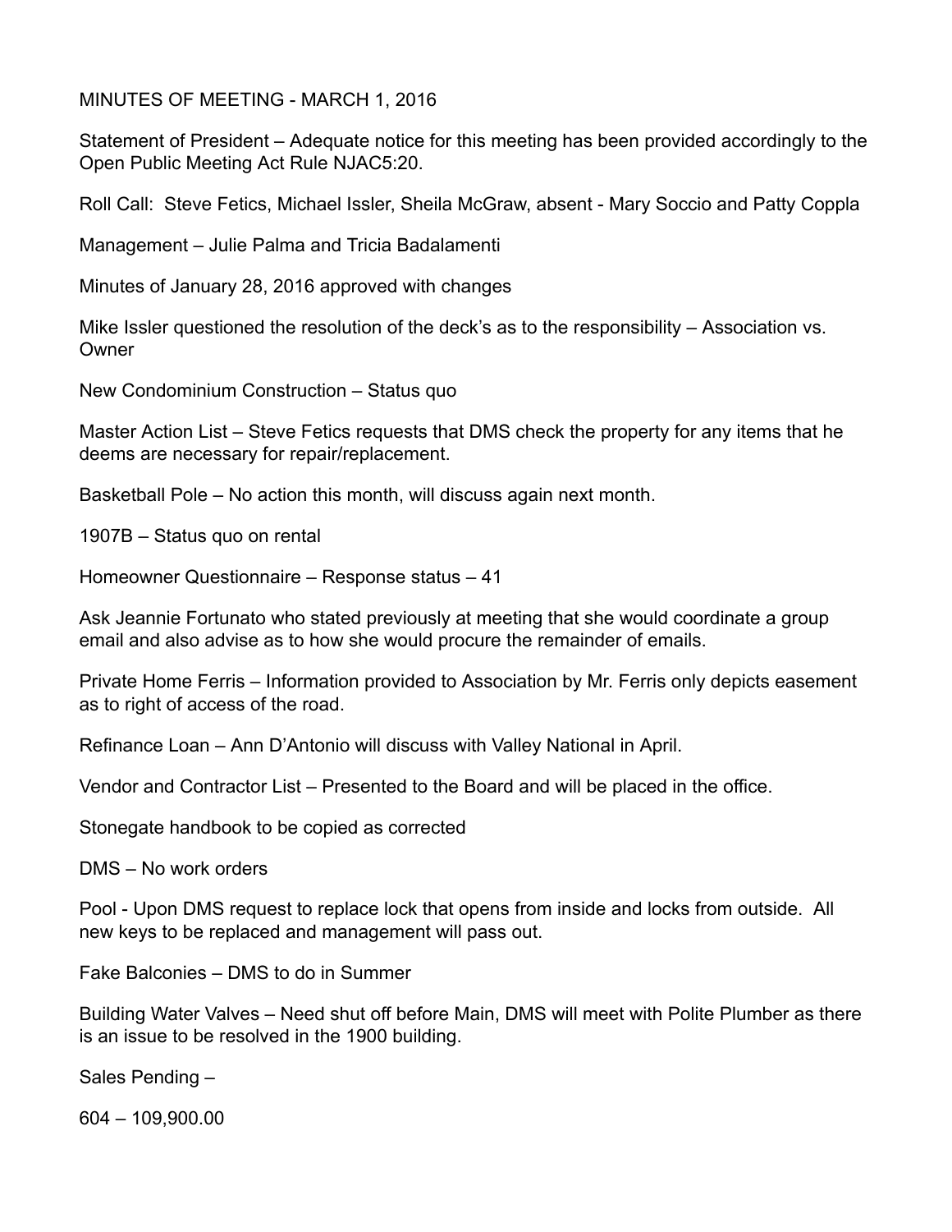# MINUTES OF MEETING - MARCH 1, 2016

Statement of President – Adequate notice for this meeting has been provided accordingly to the Open Public Meeting Act Rule NJAC5:20.

Roll Call: Steve Fetics, Michael Issler, Sheila McGraw, absent - Mary Soccio and Patty Coppla

Management – Julie Palma and Tricia Badalamenti

Minutes of January 28, 2016 approved with changes

Mike Issler questioned the resolution of the deck's as to the responsibility – Association vs. Owner

New Condominium Construction – Status quo

Master Action List – Steve Fetics requests that DMS check the property for any items that he deems are necessary for repair/replacement.

Basketball Pole – No action this month, will discuss again next month.

1907B – Status quo on rental

Homeowner Questionnaire – Response status – 41

Ask Jeannie Fortunato who stated previously at meeting that she would coordinate a group email and also advise as to how she would procure the remainder of emails.

Private Home Ferris – Information provided to Association by Mr. Ferris only depicts easement as to right of access of the road.

Refinance Loan – Ann D'Antonio will discuss with Valley National in April.

Vendor and Contractor List – Presented to the Board and will be placed in the office.

Stonegate handbook to be copied as corrected

DMS – No work orders

Pool - Upon DMS request to replace lock that opens from inside and locks from outside. All new keys to be replaced and management will pass out.

Fake Balconies – DMS to do in Summer

Building Water Valves – Need shut off before Main, DMS will meet with Polite Plumber as there is an issue to be resolved in the 1900 building.

Sales Pending –

604 – 109,900.00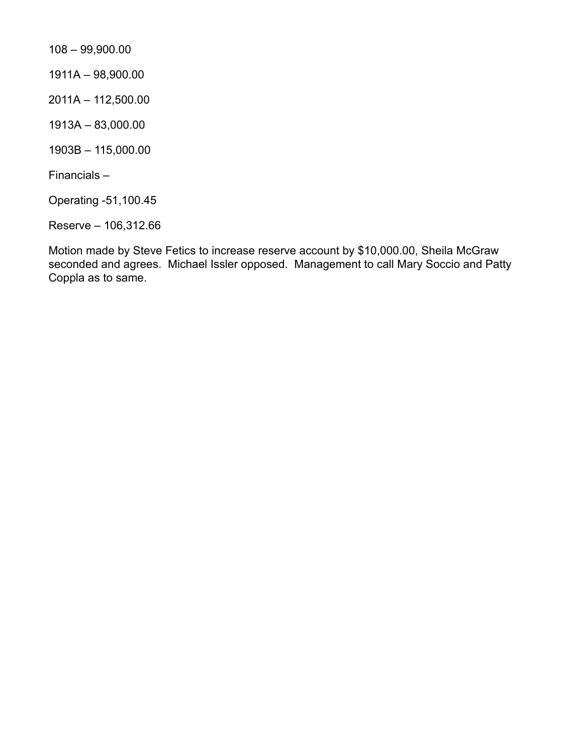108 – 99,900.00

1911A – 98,900.00

2011A – 112,500.00

1913A – 83,000.00

1903B – 115,000.00

Financials –

Operating -51,100.45

Reserve – 106,312.66

Motion made by Steve Fetics to increase reserve account by $10,000.00, Sheila McGraw seconded and agrees. Michael Issler opposed. Management to call Mary Soccio and Patty Coppla as to same.